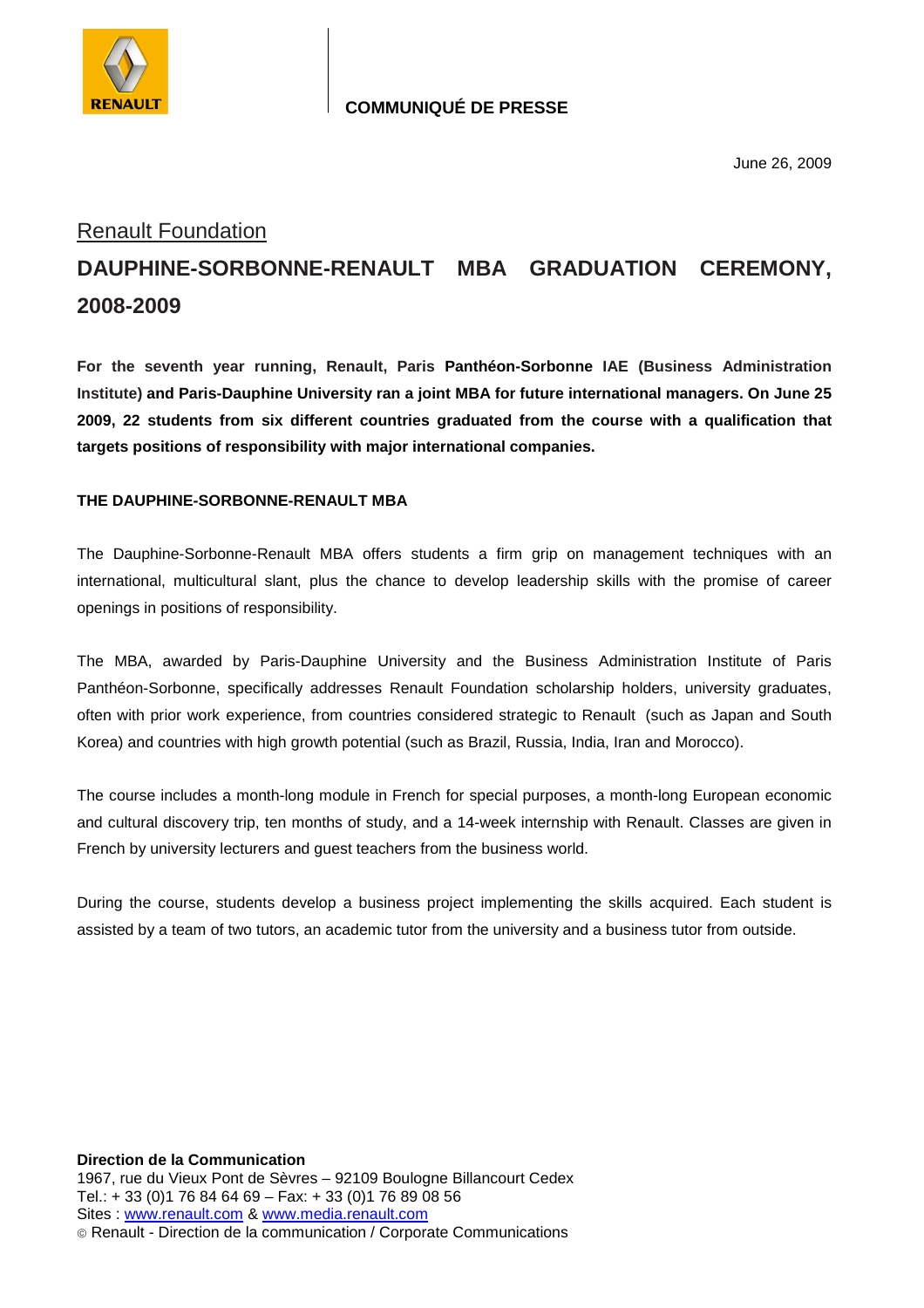**COMMUNIQUÉ DE PRESSE**

June 26, 2009

Renault Foundation

# DAUPHINE-SORBONNE-RENAULT MBA GRADUATION CEREMONY, 2008-2009

**For the seventh year running, Renault, Paris Panthéon-Sorbonne IAE (Business Administration Institute) and Paris-Dauphine University ran a joint MBA for future international managers. On June 25 2009, 22 students from six different countries graduated from the course with a qualification that targets positions of responsibility with major international companies.**

## THE DAUPHINE-SORBONNE-RENAULT MBA

The Dauphine-Sorbonne-Renault MBA offers students a firm grip on management techniques with an international, multicultural slant, plus the chance to develop leadership skills with the promise of career openings in positions of responsibility.

The MBA, awarded by Paris-Dauphine University and the Business Administration Institute of Paris Panthéon-Sorbonne, specifically addresses Renault Foundation scholarship holders, university graduates, often with prior work experience, from countries considered strategic to Renault (such as Japan and South Korea) and countries with high growth potential (such as Brazil, Russia, India, Iran and Morocco).

The course includes a month-long module in French for special purposes, a month-long European economic and cultural discovery trip, ten months of study, and a 14-week internship with Renault. Classes are given in French by university lecturers and guest teachers from the business world.

During the course, students develop a business project implementing the skills acquired. Each student is assisted by a team of two tutors, an academic tutor from the university and a business tutor from outside.

**Direction de la Communication**
1967, rue du Vieux Pont de Sèvres – 92109 Boulogne Billancourt Cedex
Tel.: + 33 (0)1 76 84 64 69 – Fax: + 33 (0)1 76 89 08 56
Sites : www.renault.com & www.media.renault.com
© Renault - Direction de la communication / Corporate Communications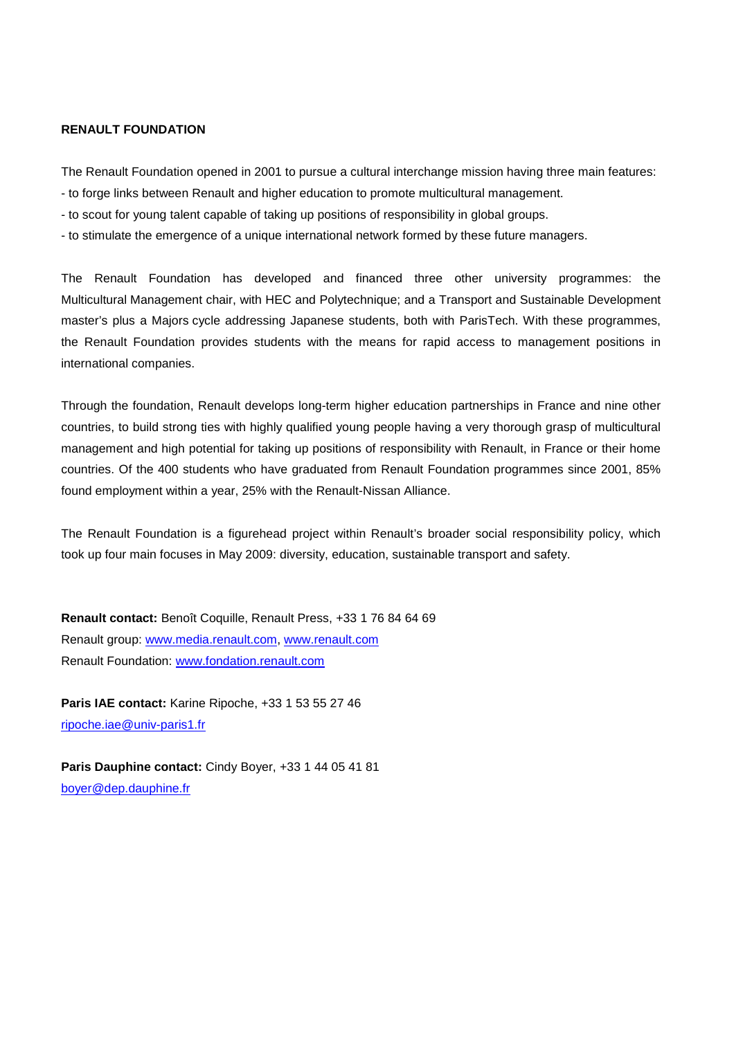**RENAULT FOUNDATION**

The Renault Foundation opened in 2001 to pursue a cultural interchange mission having three main features:

- to forge links between Renault and higher education to promote multicultural management.
- to scout for young talent capable of taking up positions of responsibility in global groups.
- to stimulate the emergence of a unique international network formed by these future managers.

The Renault Foundation has developed and financed three other university programmes: the Multicultural Management chair, with HEC and Polytechnique; and a Transport and Sustainable Development master's plus a Majors cycle addressing Japanese students, both with ParisTech. With these programmes, the Renault Foundation provides students with the means for rapid access to management positions in international companies.

Through the foundation, Renault develops long-term higher education partnerships in France and nine other countries, to build strong ties with highly qualified young people having a very thorough grasp of multicultural management and high potential for taking up positions of responsibility with Renault, in France or their home countries. Of the 400 students who have graduated from Renault Foundation programmes since 2001, 85% found employment within a year, 25% with the Renault-Nissan Alliance.

The Renault Foundation is a figurehead project within Renault's broader social responsibility policy, which took up four main focuses in May 2009: diversity, education, sustainable transport and safety.

**Renault contact:** Benoît Coquille, Renault Press, +33 1 76 84 64 69
Renault group: www.media.renault.com, www.renault.com
Renault Foundation: www.fondation.renault.com

**Paris IAE contact:** Karine Ripoche, +33 1 53 55 27 46
ripoche.iae@univ-paris1.fr

**Paris Dauphine contact:** Cindy Boyer, +33 1 44 05 41 81
boyer@dep.dauphine.fr